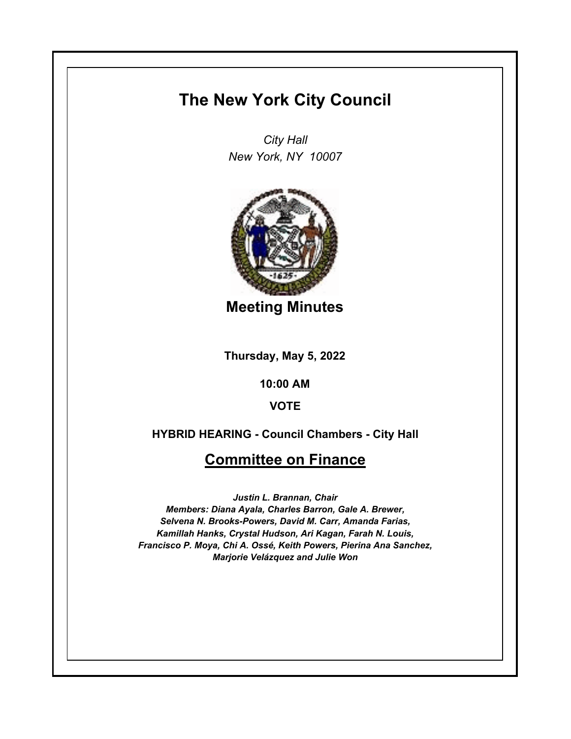# The New York City Council

*City Hall*
*New York, NY 10007*

## Meeting Minutes

**Thursday, May 5, 2022**

**10:00 AM**

**VOTE**

**HYBRID HEARING - Council Chambers - City Hall**

## Committee on Finance

*Justin L. Brannan, Chair*
*Members: Diana Ayala, Charles Barron, Gale A. Brewer, Selvena N. Brooks-Powers, David M. Carr, Amanda Farias, Kamillah Hanks, Crystal Hudson, Ari Kagan, Farah N. Louis, Francisco P. Moya, Chi A. Ossé, Keith Powers, Pierina Ana Sanchez, Marjorie Velázquez and Julie Won*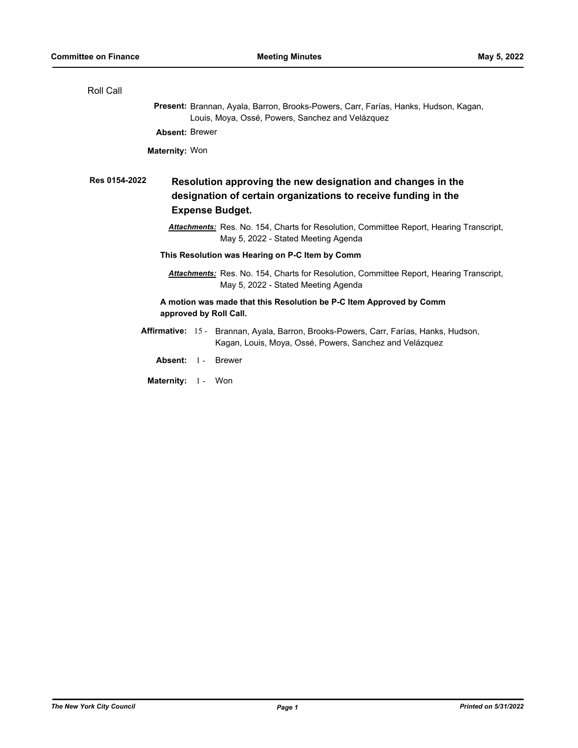Roll Call

**Present:** Brannan, Ayala, Barron, Brooks-Powers, Carr, Farías, Hanks, Hudson, Kagan, Louis, Moya, Ossé, Powers, Sanchez and Velázquez

**Absent:** Brewer

**Maturity:** Won

**Res 0154-2022**

## Resolution approving the new designation and changes in the designation of certain organizations to receive funding in the Expense Budget.

***Attachments:*** Res. No. 154, Charts for Resolution, Committee Report, Hearing Transcript, May 5, 2022 - Stated Meeting Agenda

**This Resolution was Hearing on P-C Item by Comm**

***Attachments:*** Res. No. 154, Charts for Resolution, Committee Report, Hearing Transcript, May 5, 2022 - Stated Meeting Agenda

**A motion was made that this Resolution be P-C Item Approved by Comm approved by Roll Call.**

**Affirmative:** 15 - Brannan, Ayala, Barron, Brooks-Powers, Carr, Farías, Hanks, Hudson, Kagan, Louis, Moya, Ossé, Powers, Sanchez and Velázquez

**Absent:** 1 - Brewer

**Maternity:** 1 - Won